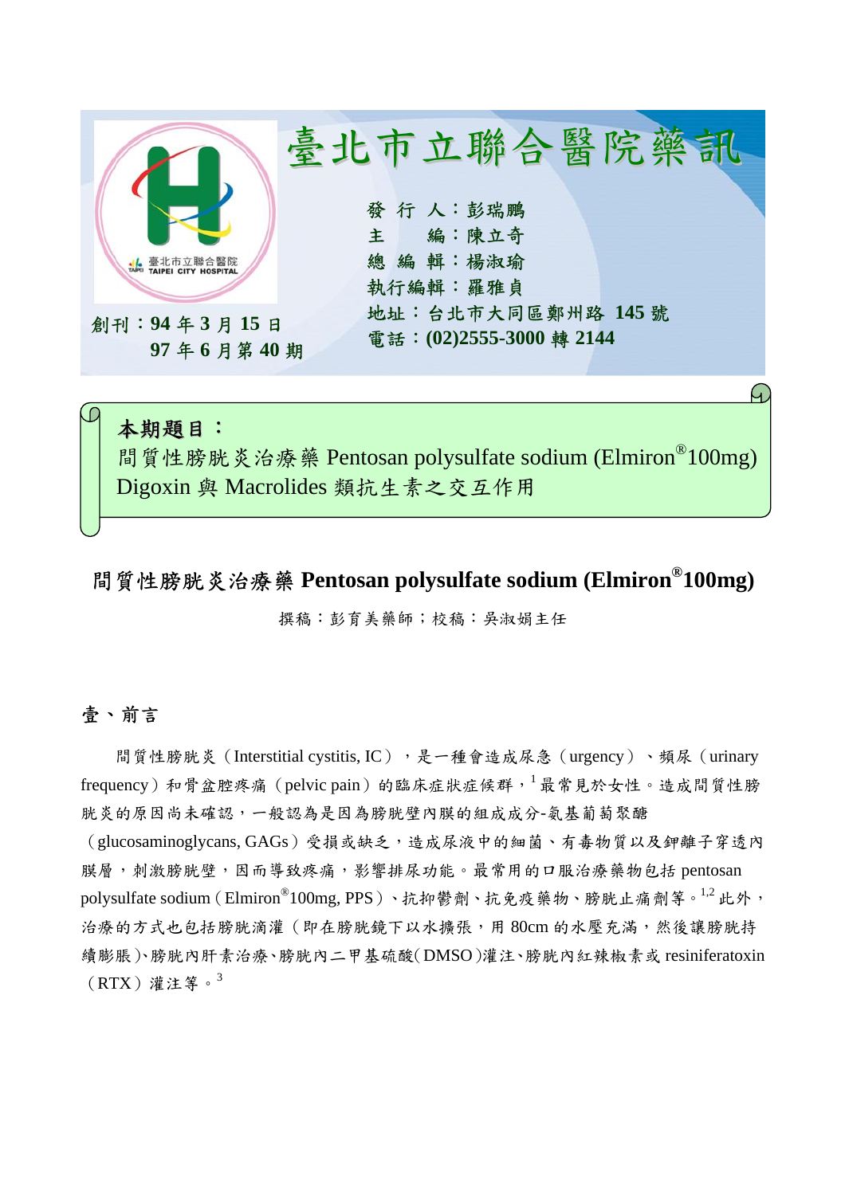# 臺北市立聯合醫院藥訊

發 行 人：彭瑞鵬
主　　編：陳立奇
總 編 輯：楊淑瑜
執行編輯：羅雅貞
地址：台北市大同區鄭州路 **145** 號
電話：**(02)2555-3000** 轉 **2144**

創刊：**94** 年 **3** 月 **15** 日
**97** 年 **6** 月第 **40** 期

**本期題目：**
間質性膀胱炎治療藥 Pentosan polysulfate sodium (Elmiron®100mg)
Digoxin 與 Macrolides 類抗生素之交互作用

## 間質性膀胱炎治療藥 Pentosan polysulfate sodium (Elmiron®100mg)

撰稿：彭育美藥師；校稿：吳淑娟主任

### 壹、前言

間質性膀胱炎（Interstitial cystitis, IC），是一種會造成尿急（urgency）、頻尿（urinary frequency）和骨盆腔疼痛（pelvic pain）的臨床症狀症候群，[1] 最常見於女性。造成間質性膀胱炎的原因尚未確認，一般認為是因為膀胱壁內膜的組成成分-氨基葡萄聚醣（glucosaminoglycans, GAGs）受損或缺乏，造成尿液中的細菌、有毒物質以及鉀離子穿透內膜層，刺激膀胱壁，因而導致疼痛，影響排尿功能。最常用的口服治療藥物包括 pentosan polysulfate sodium（Elmiron®100mg, PPS）、抗抑鬱劑、抗免疫藥物、膀胱止痛劑等。[1,2] 此外，治療的方式也包括膀胱滴灌（即在膀胱鏡下以水擴張，用 80cm 的水壓充滿，然後讓膀胱持續膨脹）、膀胱內肝素治療、膀胱內二甲基硫酸(DMSO)灌注、膀胱內紅辣椒素或 resiniferatoxin（RTX）灌注等。[3]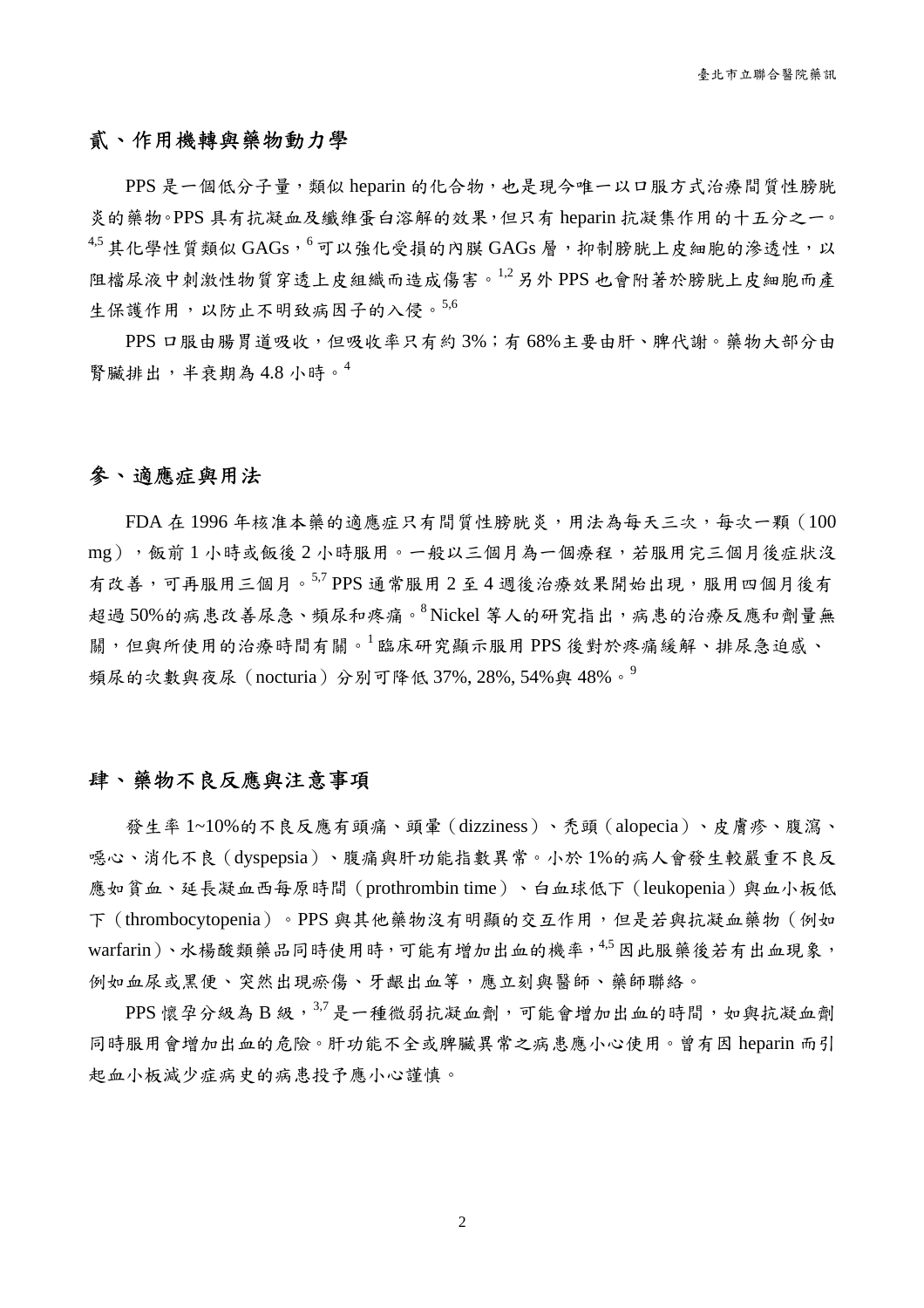## 貳、作用機轉與藥物動力學

PPS 是一個低分子量，類似 heparin 的化合物，也是現今唯一以口服方式治療間質性膀胱炎的藥物。PPS 具有抗凝血及纖維蛋白溶解的效果，但只有 heparin 抗凝集作用的十五分之一。[4,5] 其化學性質類似 GAGs，[6] 可以強化受損的內膜 GAGs 層，抑制膀胱上皮細胞的滲透性，以阻擋尿液中刺激性物質穿透上皮組織而造成傷害。[1,2] 另外 PPS 也會附著於膀胱上皮細胞而產生保護作用，以防止不明致病因子的入侵。[5,6]

PPS 口服由腸胃道吸收，但吸收率只有約 3%；有 68%主要由肝、脾代謝。藥物大部分由腎臟排出，半衰期為 4.8 小時。[4]

## 參、適應症與用法

FDA 在 1996 年核准本藥的適應症只有間質性膀胱炎，用法為每天三次，每次一顆（100 mg），飯前 1 小時或飯後 2 小時服用。一般以三個月為一個療程，若服用完三個月後症狀沒有改善，可再服用三個月。[5,7] PPS 通常服用 2 至 4 週後治療效果開始出現，服用四個月後有超過 50%的病患改善尿急、頻尿和疼痛。[8] Nickel 等人的研究指出，病患的治療反應和劑量無關，但與所使用的治療時間有關。[1] 臨床研究顯示服用 PPS 後對於疼痛緩解、排尿急迫感、頻尿的次數與夜尿（nocturia）分別可降低 37%, 28%, 54%與 48%。[9]

## 肆、藥物不良反應與注意事項

發生率 1~10%的不良反應有頭痛、頭暈（dizziness）、禿頭（alopecia）、皮膚疹、腹瀉、噁心、消化不良（dyspepsia）、腹痛與肝功能指數異常。小於 1%的病人會發生較嚴重不良反應如貧血、延長凝血西每原時間（prothrombin time）、白血球低下（leukopenia）與血小板低下（thrombocytopenia）。PPS 與其他藥物沒有明顯的交互作用，但是若與抗凝血藥物（例如 warfarin）、水楊酸類藥品同時使用時，可能有增加出血的機率，[4,5] 因此服藥後若有出血現象，例如血尿或黑便、突然出現瘀傷、牙齦出血等，應立刻與醫師、藥師聯絡。

PPS 懷孕分級為 B 級，[3,7] 是一種微弱抗凝血劑，可能會增加出血的時間，如與抗凝血劑同時服用會增加出血的危險。肝功能不全或脾臟異常之病患應小心使用。曾有因 heparin 而引起血小板減少症病史的病患投予應小心謹慎。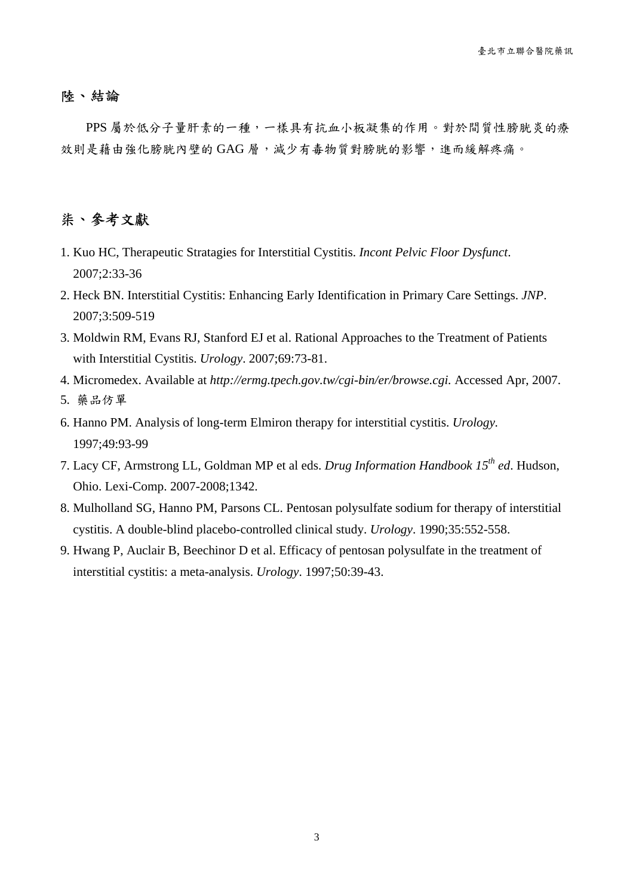## 陸、結論

PPS 屬於低分子量肝素的一種，一樣具有抗血小板凝集的作用。對於間質性膀胱炎的療效則是藉由強化膀胱內壁的 GAG 層，減少有毒物質對膀胱的影響，進而緩解疼痛。

## 柒、參考文獻

1. Kuo HC, Therapeutic Stratagies for Interstitial Cystitis. *Incont Pelvic Floor Dysfunct*. 2007;2:33-36
2. Heck BN. Interstitial Cystitis: Enhancing Early Identification in Primary Care Settings. *JNP*. 2007;3:509-519
3. Moldwin RM, Evans RJ, Stanford EJ et al. Rational Approaches to the Treatment of Patients with Interstitial Cystitis. *Urology*. 2007;69:73-81.
4. Micromedex. Available at *http://ermg.tpech.gov.tw/cgi-bin/er/browse.cgi*. Accessed Apr, 2007.
5. 藥品仿單
6. Hanno PM. Analysis of long-term Elmiron therapy for interstitial cystitis. *Urology*. 1997;49:93-99
7. Lacy CF, Armstrong LL, Goldman MP et al eds. *Drug Information Handbook 15th ed*. Hudson, Ohio. Lexi-Comp. 2007-2008;1342.
8. Mulholland SG, Hanno PM, Parsons CL. Pentosan polysulfate sodium for therapy of interstitial cystitis. A double-blind placebo-controlled clinical study. *Urology*. 1990;35:552-558.
9. Hwang P, Auclair B, Beechinor D et al. Efficacy of pentosan polysulfate in the treatment of interstitial cystitis: a meta-analysis. *Urology*. 1997;50:39-43.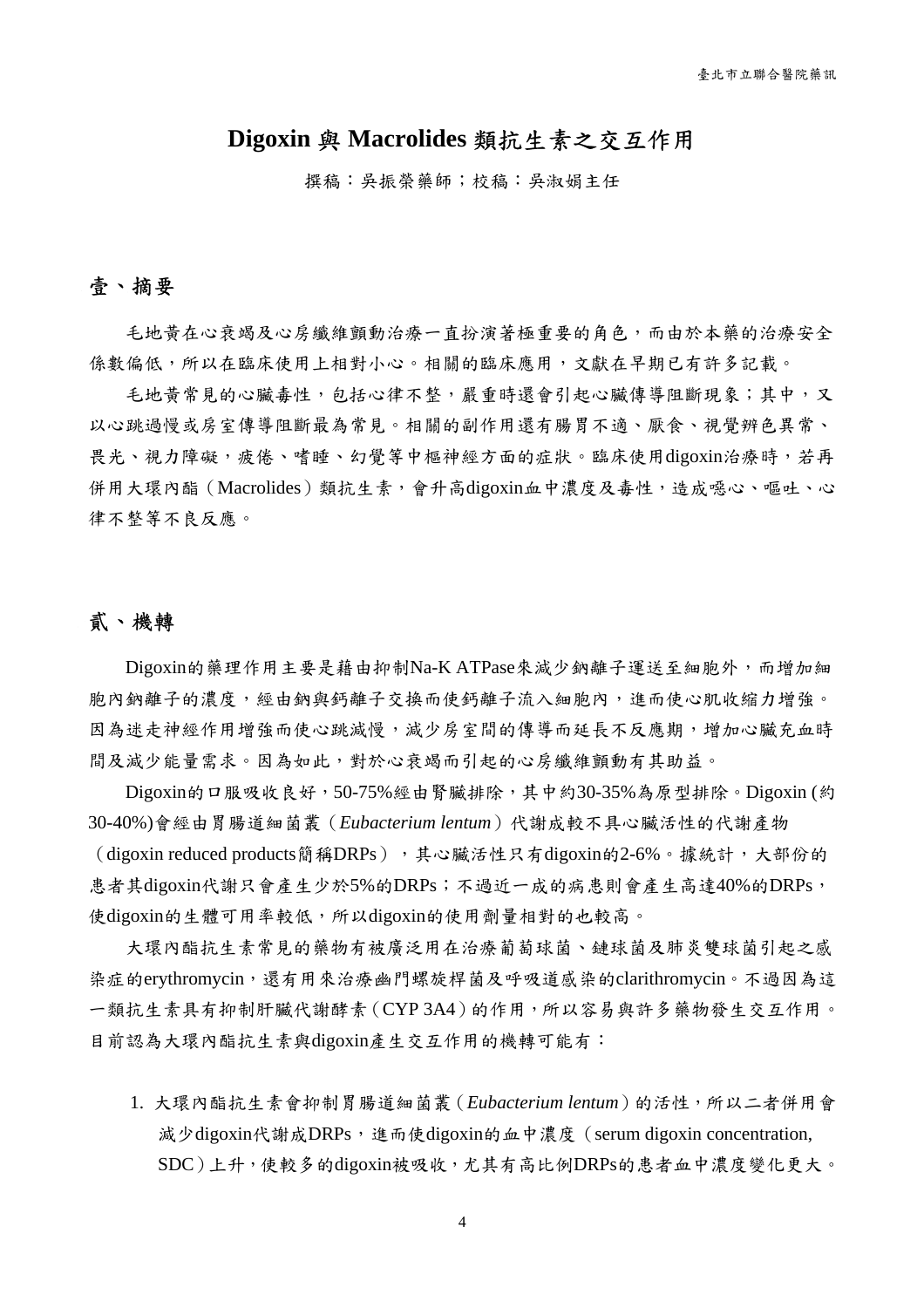# Digoxin 與 Macrolides 類抗生素之交互作用

撰稿：吳振榮藥師；校稿：吳淑娟主任

## 壹、摘要

毛地黃在心衰竭及心房纖維顫動治療一直扮演著極重要的角色，而由於本藥的治療安全係數偏低，所以在臨床使用上相對小心。相關的臨床應用，文獻在早期已有許多記載。

毛地黃常見的心臟毒性，包括心律不整，嚴重時還會引起心臟傳導阻斷現象；其中，又以心跳過慢或房室傳導阻斷最為常見。相關的副作用還有腸胃不適、厭食、視覺辨色異常、畏光、視力障礙，疲倦、嗜睡、幻覺等中樞神經方面的症狀。臨床使用digoxin治療時，若再併用大環內酯（Macrolides）類抗生素，會升高digoxin血中濃度及毒性，造成噁心、嘔吐、心律不整等不良反應。

## 貳、機轉

Digoxin的藥理作用主要是藉由抑制Na-K ATPase來減少鈉離子運送至細胞外，而增加細胞內鈉離子的濃度，經由鈉與鈣離子交換而使鈣離子流入細胞內，進而使心肌收縮力增強。因為迷走神經作用增強而使心跳減慢，減少房室間的傳導而延長不反應期，增加心臟充血時間及減少能量需求。因為如此，對於心衰竭而引起的心房纖維顫動有其助益。

Digoxin的口服吸收良好，50-75%經由腎臟排除，其中約30-35%為原型排除。Digoxin (約30-40%)會經由胃腸道細菌叢（*Eubacterium lentum*）代謝成較不具心臟活性的代謝產物（digoxin reduced products簡稱DRPs），其心臟活性只有digoxin的2-6%。據統計，大部份的患者其digoxin代謝只會產生少於5%的DRPs；不過近一成的病患則會產生高達40%的DRPs，使digoxin的生體可用率較低，所以digoxin的使用劑量相對的也較高。

大環內酯抗生素常見的藥物有被廣泛用在治療葡萄球菌、鏈球菌及肺炎雙球菌引起之感染症的erythromycin，還有用來治療幽門螺旋桿菌及呼吸道感染的clarithromycin。不過因為這一類抗生素具有抑制肝臟代謝酵素（CYP 3A4）的作用，所以容易與許多藥物發生交互作用。目前認為大環內酯抗生素與digoxin產生交互作用的機轉可能有：

1. 大環內酯抗生素會抑制胃腸道細菌叢（*Eubacterium lentum*）的活性，所以二者併用會減少digoxin代謝成DRPs，進而使digoxin的血中濃度（serum digoxin concentration, SDC）上升，使較多的digoxin被吸收，尤其有高比例DRPs的患者血中濃度變化更大。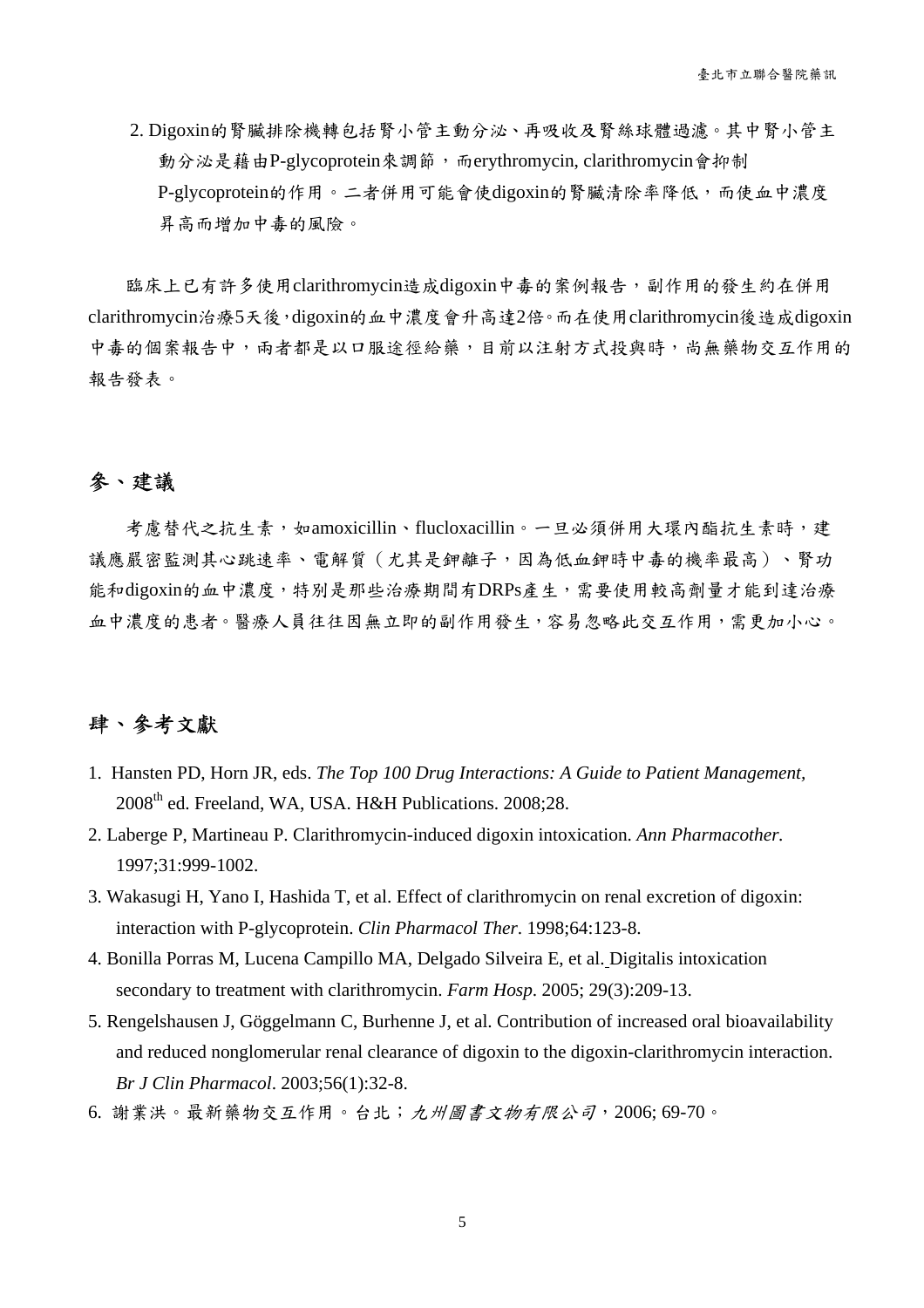2. Digoxin的腎臟排除機轉包括腎小管主動分泌、再吸收及腎絲球體過濾。其中腎小管主動分泌是藉由P-glycoprotein來調節，而erythromycin, clarithromycin會抑制P-glycoprotein的作用。二者併用可能會使digoxin的腎臟清除率降低，而使血中濃度昇高而增加中毒的風險。

臨床上已有許多使用clarithromycin造成digoxin中毒的案例報告，副作用的發生約在併用clarithromycin治療5天後，digoxin的血中濃度會升高達2倍。而在使用clarithromycin後造成digoxin中毒的個案報告中，兩者都是以口服途徑給藥，目前以注射方式投與時，尚無藥物交互作用的報告發表。

## 參、建議

考慮替代之抗生素，如amoxicillin、flucloxacillin。一旦必須併用大環內酯抗生素時，建議應嚴密監測其心跳速率、電解質（尤其是鉀離子，因為低血鉀時中毒的機率最高）、腎功能和digoxin的血中濃度，特別是那些治療期間有DRPs產生，需要使用較高劑量才能到達治療血中濃度的患者。醫療人員往往因無立即的副作用發生，容易忽略此交互作用，需更加小心。

## 肆、參考文獻

1. Hansten PD, Horn JR, eds. *The Top 100 Drug Interactions: A Guide to Patient Management,* 2008th ed. Freeland, WA, USA. H&H Publications. 2008;28.
2. Laberge P, Martineau P. Clarithromycin-induced digoxin intoxication. *Ann Pharmacother.* 1997;31:999-1002.
3. Wakasugi H, Yano I, Hashida T, et al. Effect of clarithromycin on renal excretion of digoxin: interaction with P-glycoprotein. *Clin Pharmacol Ther*. 1998;64:123-8.
4. Bonilla Porras M, Lucena Campillo MA, Delgado Silveira E, et al. Digitalis intoxication secondary to treatment with clarithromycin. *Farm Hosp*. 2005; 29(3):209-13.
5. Rengelshausen J, Göggelmann C, Burhenne J, et al. Contribution of increased oral bioavailability and reduced nonglomerular renal clearance of digoxin to the digoxin-clarithromycin interaction. *Br J Clin Pharmacol*. 2003;56(1):32-8.
6. 謝業洪。最新藥物交互作用。台北；*九州圖書文物有限公司*，2006; 69-70。